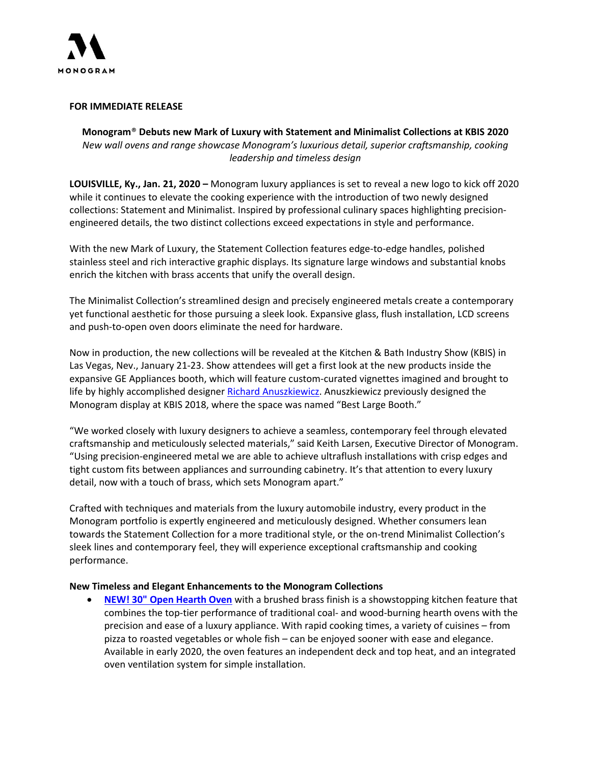MONOGRAM

**FOR IMMEDIATE RELEASE**

**Monogram® Debuts new Mark of Luxury with Statement and Minimalist Collections at KBIS 2020**

*New wall ovens and range showcase Monogram's luxurious detail, superior craftsmanship, cooking leadership and timeless design*

**LOUISVILLE, Ky., Jan. 21, 2020 –** Monogram luxury appliances is set to reveal a new logo to kick off 2020 while it continues to elevate the cooking experience with the introduction of two newly designed collections: Statement and Minimalist. Inspired by professional culinary spaces highlighting precision-engineered details, the two distinct collections exceed expectations in style and performance.

With the new Mark of Luxury, the Statement Collection features edge-to-edge handles, polished stainless steel and rich interactive graphic displays. Its signature large windows and substantial knobs enrich the kitchen with brass accents that unify the overall design.

The Minimalist Collection's streamlined design and precisely engineered metals create a contemporary yet functional aesthetic for those pursuing a sleek look. Expansive glass, flush installation, LCD screens and push-to-open oven doors eliminate the need for hardware.

Now in production, the new collections will be revealed at the Kitchen & Bath Industry Show (KBIS) in Las Vegas, Nev., January 21-23. Show attendees will get a first look at the new products inside the expansive GE Appliances booth, which will feature custom-curated vignettes imagined and brought to life by highly accomplished designer Richard Anuszkiewicz. Anuszkiewicz previously designed the Monogram display at KBIS 2018, where the space was named "Best Large Booth."

"We worked closely with luxury designers to achieve a seamless, contemporary feel through elevated craftsmanship and meticulously selected materials," said Keith Larsen, Executive Director of Monogram. "Using precision-engineered metal we are able to achieve ultraflush installations with crisp edges and tight custom fits between appliances and surrounding cabinetry. It's that attention to every luxury detail, now with a touch of brass, which sets Monogram apart."

Crafted with techniques and materials from the luxury automobile industry, every product in the Monogram portfolio is expertly engineered and meticulously designed. Whether consumers lean towards the Statement Collection for a more traditional style, or the on-trend Minimalist Collection's sleek lines and contemporary feel, they will experience exceptional craftsmanship and cooking performance.

**New Timeless and Elegant Enhancements to the Monogram Collections**

- **NEW! 30" Open Hearth Oven** with a brushed brass finish is a showstopping kitchen feature that combines the top-tier performance of traditional coal- and wood-burning hearth ovens with the precision and ease of a luxury appliance. With rapid cooking times, a variety of cuisines – from pizza to roasted vegetables or whole fish – can be enjoyed sooner with ease and elegance. Available in early 2020, the oven features an independent deck and top heat, and an integrated oven ventilation system for simple installation.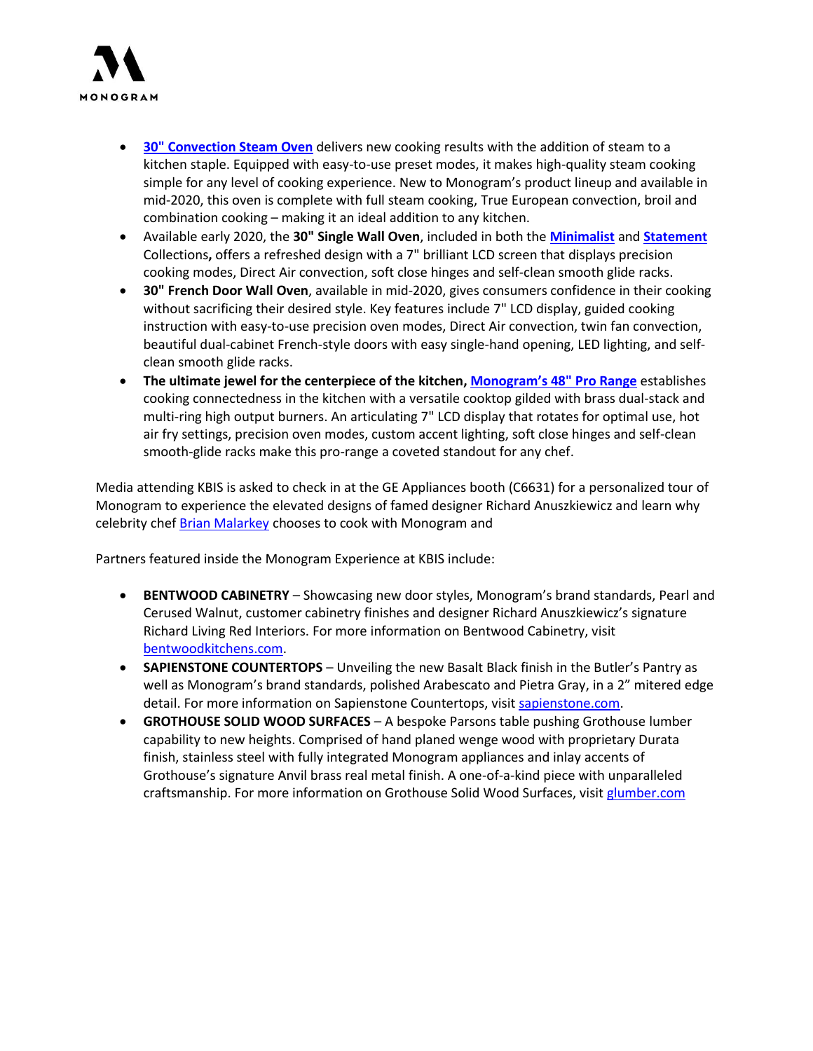- **30" Convection Steam Oven** delivers new cooking results with the addition of steam to a kitchen staple. Equipped with easy-to-use preset modes, it makes high-quality steam cooking simple for any level of cooking experience. New to Monogram's product lineup and available in mid-2020, this oven is complete with full steam cooking, True European convection, broil and combination cooking – making it an ideal addition to any kitchen.
- Available early 2020, the **30" Single Wall Oven**, included in both the **Minimalist** and **Statement** Collections**,** offers a refreshed design with a 7" brilliant LCD screen that displays precision cooking modes, Direct Air convection, soft close hinges and self-clean smooth glide racks.
- **30" French Door Wall Oven**, available in mid-2020, gives consumers confidence in their cooking without sacrificing their desired style. Key features include 7" LCD display, guided cooking instruction with easy-to-use precision oven modes, Direct Air convection, twin fan convection, beautiful dual-cabinet French-style doors with easy single-hand opening, LED lighting, and self-clean smooth glide racks.
- **The ultimate jewel for the centerpiece of the kitchen, Monogram's 48" Pro Range** establishes cooking connectedness in the kitchen with a versatile cooktop gilded with brass dual-stack and multi-ring high output burners. An articulating 7" LCD display that rotates for optimal use, hot air fry settings, precision oven modes, custom accent lighting, soft close hinges and self-clean smooth-glide racks make this pro-range a coveted standout for any chef.

Media attending KBIS is asked to check in at the GE Appliances booth (C6631) for a personalized tour of Monogram to experience the elevated designs of famed designer Richard Anuszkiewicz and learn why celebrity chef Brian Malarkey chooses to cook with Monogram and

Partners featured inside the Monogram Experience at KBIS include:

- **BENTWOOD CABINETRY** – Showcasing new door styles, Monogram's brand standards, Pearl and Cerused Walnut, customer cabinetry finishes and designer Richard Anuszkiewicz's signature Richard Living Red Interiors. For more information on Bentwood Cabinetry, visit bentwoodkitchens.com.
- **SAPIENSTONE COUNTERTOPS** – Unveiling the new Basalt Black finish in the Butler's Pantry as well as Monogram's brand standards, polished Arabescato and Pietra Gray, in a 2" mitered edge detail. For more information on Sapienstone Countertops, visit sapienstone.com.
- **GROTHOUSE SOLID WOOD SURFACES** – A bespoke Parsons table pushing Grothouse lumber capability to new heights. Comprised of hand planed wenge wood with proprietary Durata finish, stainless steel with fully integrated Monogram appliances and inlay accents of Grothouse's signature Anvil brass real metal finish. A one-of-a-kind piece with unparalleled craftsmanship. For more information on Grothouse Solid Wood Surfaces, visit glumber.com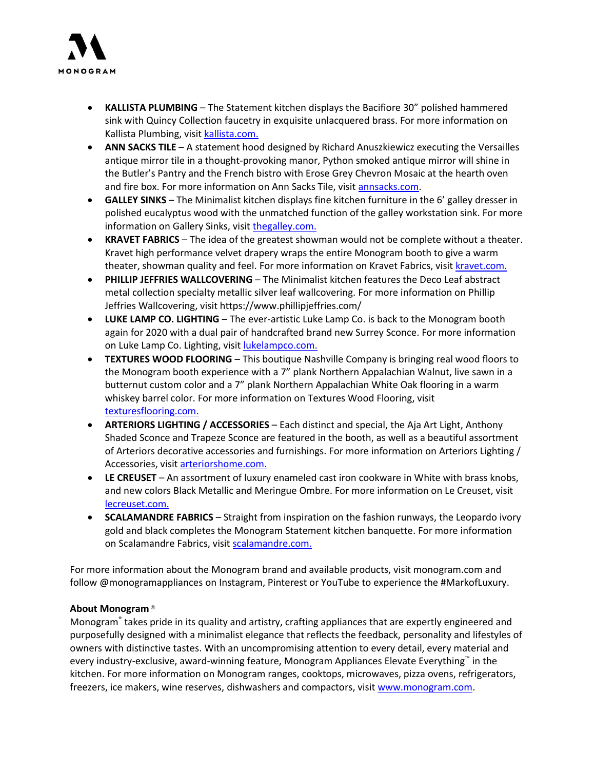- **KALLISTA PLUMBING** – The Statement kitchen displays the Bacifiore 30" polished hammered sink with Quincy Collection faucetry in exquisite unlacquered brass. For more information on Kallista Plumbing, visit [kallista.com.](kallista.com)
- **ANN SACKS TILE** – A statement hood designed by Richard Anuszkiewicz executing the Versailles antique mirror tile in a thought-provoking manor, Python smoked antique mirror will shine in the Butler's Pantry and the French bistro with Erose Grey Chevron Mosaic at the hearth oven and fire box. For more information on Ann Sacks Tile, visit [annsacks.com](annsacks.com).
- **GALLEY SINKS** – The Minimalist kitchen displays fine kitchen furniture in the 6' galley dresser in polished eucalyptus wood with the unmatched function of the galley workstation sink. For more information on Gallery Sinks, visit [thegalley.com.](thegalley.com)
- **KRAVET FABRICS** – The idea of the greatest showman would not be complete without a theater. Kravet high performance velvet drapery wraps the entire Monogram booth to give a warm theater, showman quality and feel. For more information on Kravet Fabrics, visit [kravet.com.](kravet.com)
- **PHILLIP JEFFRIES WALLCOVERING** – The Minimalist kitchen features the Deco Leaf abstract metal collection specialty metallic silver leaf wallcovering. For more information on Phillip Jeffries Wallcovering, visit https://www.phillipjeffries.com/
- **LUKE LAMP CO. LIGHTING** – The ever-artistic Luke Lamp Co. is back to the Monogram booth again for 2020 with a dual pair of handcrafted brand new Surrey Sconce. For more information on Luke Lamp Co. Lighting, visit [lukelampco.com.](lukelampco.com)
- **TEXTURES WOOD FLOORING** – This boutique Nashville Company is bringing real wood floors to the Monogram booth experience with a 7" plank Northern Appalachian Walnut, live sawn in a butternut custom color and a 7" plank Northern Appalachian White Oak flooring in a warm whiskey barrel color. For more information on Textures Wood Flooring, visit [texturesflooring.com.](texturesflooring.com)
- **ARTERIORS LIGHTING / ACCESSORIES** – Each distinct and special, the Aja Art Light, Anthony Shaded Sconce and Trapeze Sconce are featured in the booth, as well as a beautiful assortment of Arteriors decorative accessories and furnishings. For more information on Arteriors Lighting / Accessories, visit [arteriorshome.com.](arteriorshome.com)
- **LE CREUSET** – An assortment of luxury enameled cast iron cookware in White with brass knobs, and new colors Black Metallic and Meringue Ombre. For more information on Le Creuset, visit [lecreuset.com.](lecreuset.com)
- **SCALAMANDRE FABRICS** – Straight from inspiration on the fashion runways, the Leopardo ivory gold and black completes the Monogram Statement kitchen banquette. For more information on Scalamandre Fabrics, visit [scalamandre.com.](scalamandre.com)

For more information about the Monogram brand and available products, visit monogram.com and follow @monogramappliances on Instagram, Pinterest or YouTube to experience the #MarkofLuxury.

**About Monogram**®

Monogram® takes pride in its quality and artistry, crafting appliances that are expertly engineered and purposefully designed with a minimalist elegance that reflects the feedback, personality and lifestyles of owners with distinctive tastes. With an uncompromising attention to every detail, every material and every industry-exclusive, award-winning feature, Monogram Appliances Elevate Everything™ in the kitchen. For more information on Monogram ranges, cooktops, microwaves, pizza ovens, refrigerators, freezers, ice makers, wine reserves, dishwashers and compactors, visit [www.monogram.com](www.monogram.com).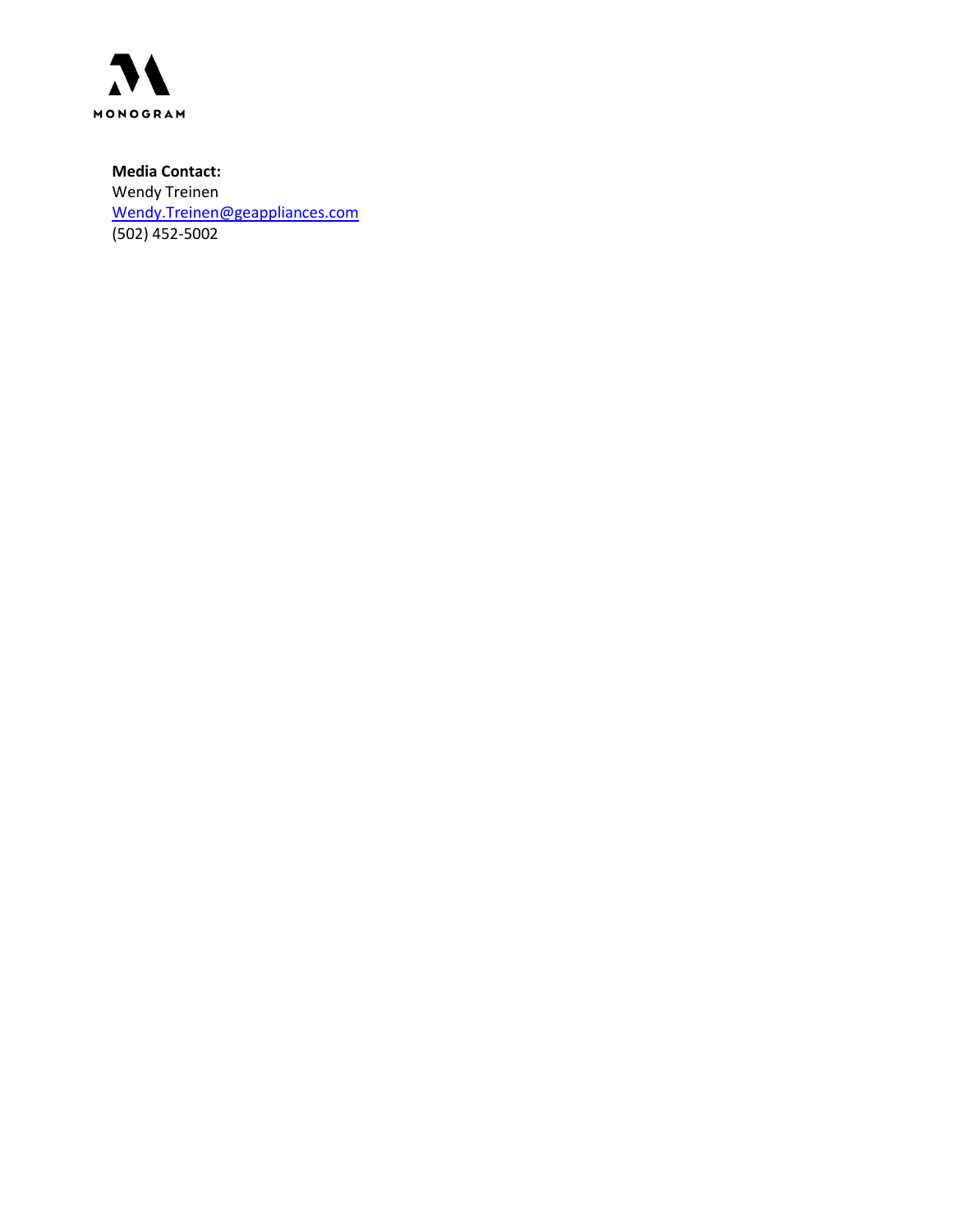MONOGRAM

**Media Contact:**
Wendy Treinen
Wendy.Treinen@geappliances.com
(502) 452-5002